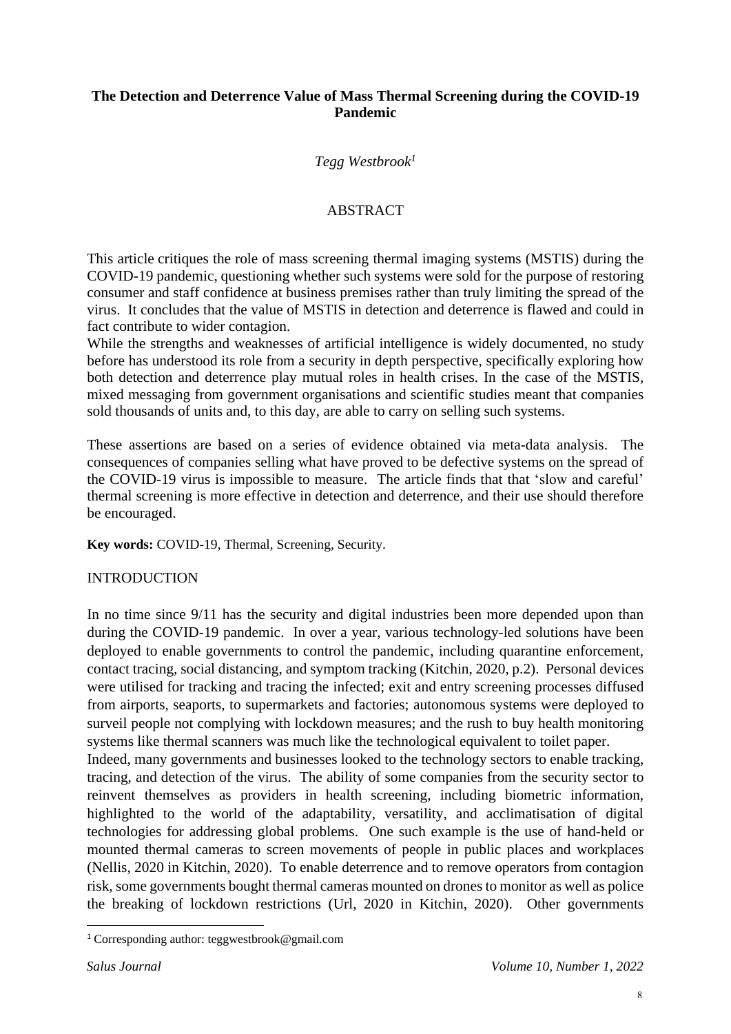# The Detection and Deterrence Value of Mass Thermal Screening during the COVID-19 Pandemic

*Tegg Westbrook*[1]

## ABSTRACT

This article critiques the role of mass screening thermal imaging systems (MSTIS) during the COVID-19 pandemic, questioning whether such systems were sold for the purpose of restoring consumer and staff confidence at business premises rather than truly limiting the spread of the virus. It concludes that the value of MSTIS in detection and deterrence is flawed and could in fact contribute to wider contagion.

While the strengths and weaknesses of artificial intelligence is widely documented, no study before has understood its role from a security in depth perspective, specifically exploring how both detection and deterrence play mutual roles in health crises. In the case of the MSTIS, mixed messaging from government organisations and scientific studies meant that companies sold thousands of units and, to this day, are able to carry on selling such systems.

These assertions are based on a series of evidence obtained via meta-data analysis. The consequences of companies selling what have proved to be defective systems on the spread of the COVID-19 virus is impossible to measure. The article finds that that 'slow and careful' thermal screening is more effective in detection and deterrence, and their use should therefore be encouraged.

**Key words:** COVID-19, Thermal, Screening, Security.

## INTRODUCTION

In no time since 9/11 has the security and digital industries been more depended upon than during the COVID-19 pandemic. In over a year, various technology-led solutions have been deployed to enable governments to control the pandemic, including quarantine enforcement, contact tracing, social distancing, and symptom tracking (Kitchin, 2020, p.2). Personal devices were utilised for tracking and tracing the infected; exit and entry screening processes diffused from airports, seaports, to supermarkets and factories; autonomous systems were deployed to surveil people not complying with lockdown measures; and the rush to buy health monitoring systems like thermal scanners was much like the technological equivalent to toilet paper.

Indeed, many governments and businesses looked to the technology sectors to enable tracking, tracing, and detection of the virus. The ability of some companies from the security sector to reinvent themselves as providers in health screening, including biometric information, highlighted to the world of the adaptability, versatility, and acclimatisation of digital technologies for addressing global problems. One such example is the use of hand-held or mounted thermal cameras to screen movements of people in public places and workplaces (Nellis, 2020 in Kitchin, 2020). To enable deterrence and to remove operators from contagion risk, some governments bought thermal cameras mounted on drones to monitor as well as police the breaking of lockdown restrictions (Url, 2020 in Kitchin, 2020). Other governments

[1] Corresponding author: teggwestbrook@gmail.com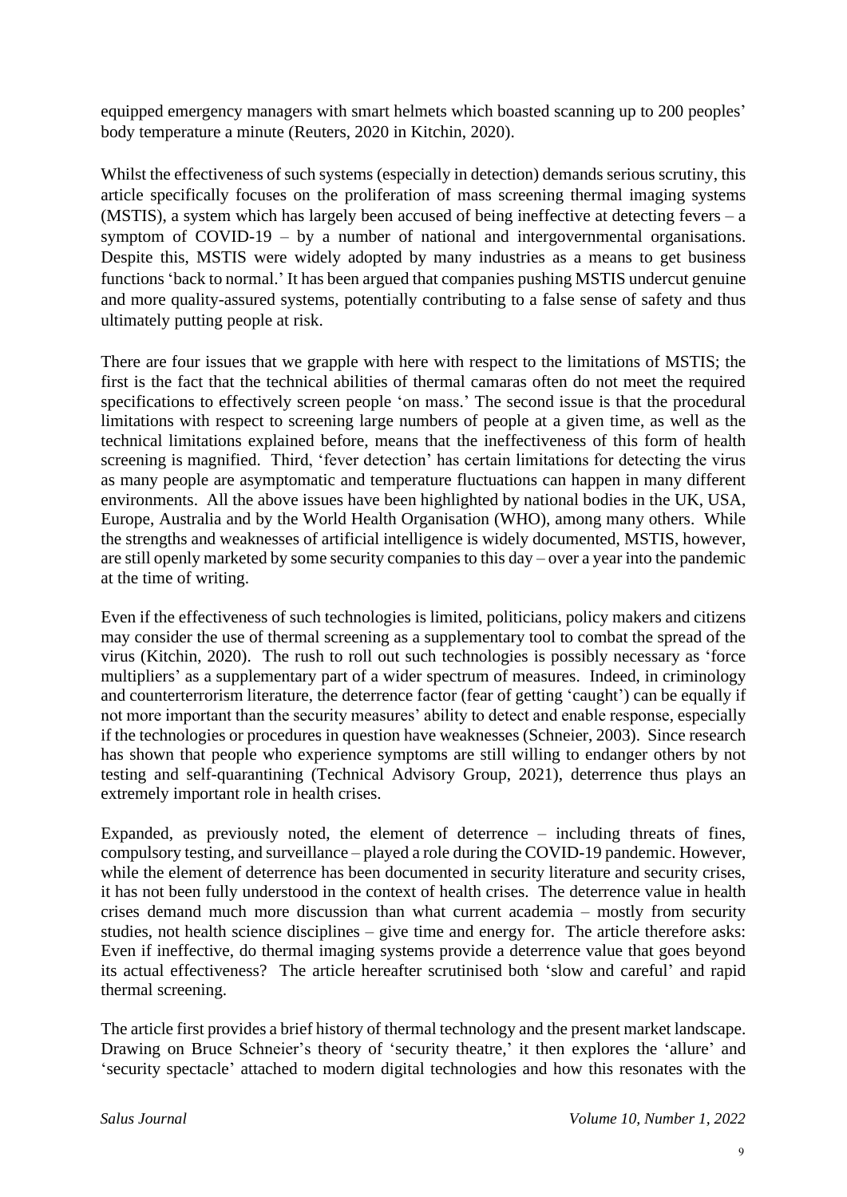equipped emergency managers with smart helmets which boasted scanning up to 200 peoples' body temperature a minute (Reuters, 2020 in Kitchin, 2020).

Whilst the effectiveness of such systems (especially in detection) demands serious scrutiny, this article specifically focuses on the proliferation of mass screening thermal imaging systems (MSTIS), a system which has largely been accused of being ineffective at detecting fevers – a symptom of COVID-19 – by a number of national and intergovernmental organisations. Despite this, MSTIS were widely adopted by many industries as a means to get business functions 'back to normal.' It has been argued that companies pushing MSTIS undercut genuine and more quality-assured systems, potentially contributing to a false sense of safety and thus ultimately putting people at risk.

There are four issues that we grapple with here with respect to the limitations of MSTIS; the first is the fact that the technical abilities of thermal camaras often do not meet the required specifications to effectively screen people 'on mass.' The second issue is that the procedural limitations with respect to screening large numbers of people at a given time, as well as the technical limitations explained before, means that the ineffectiveness of this form of health screening is magnified. Third, 'fever detection' has certain limitations for detecting the virus as many people are asymptomatic and temperature fluctuations can happen in many different environments. All the above issues have been highlighted by national bodies in the UK, USA, Europe, Australia and by the World Health Organisation (WHO), among many others. While the strengths and weaknesses of artificial intelligence is widely documented, MSTIS, however, are still openly marketed by some security companies to this day – over a year into the pandemic at the time of writing.

Even if the effectiveness of such technologies is limited, politicians, policy makers and citizens may consider the use of thermal screening as a supplementary tool to combat the spread of the virus (Kitchin, 2020). The rush to roll out such technologies is possibly necessary as 'force multipliers' as a supplementary part of a wider spectrum of measures. Indeed, in criminology and counterterrorism literature, the deterrence factor (fear of getting 'caught') can be equally if not more important than the security measures' ability to detect and enable response, especially if the technologies or procedures in question have weaknesses (Schneier, 2003). Since research has shown that people who experience symptoms are still willing to endanger others by not testing and self-quarantining (Technical Advisory Group, 2021), deterrence thus plays an extremely important role in health crises.

Expanded, as previously noted, the element of deterrence – including threats of fines, compulsory testing, and surveillance – played a role during the COVID-19 pandemic. However, while the element of deterrence has been documented in security literature and security crises, it has not been fully understood in the context of health crises. The deterrence value in health crises demand much more discussion than what current academia – mostly from security studies, not health science disciplines – give time and energy for. The article therefore asks: Even if ineffective, do thermal imaging systems provide a deterrence value that goes beyond its actual effectiveness? The article hereafter scrutinised both 'slow and careful' and rapid thermal screening.

The article first provides a brief history of thermal technology and the present market landscape. Drawing on Bruce Schneier's theory of 'security theatre,' it then explores the 'allure' and 'security spectacle' attached to modern digital technologies and how this resonates with the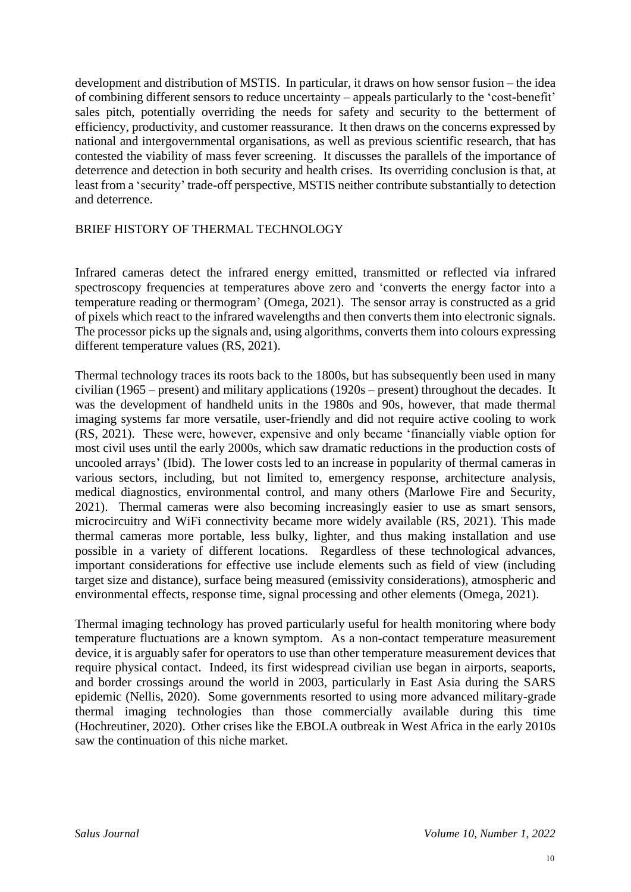development and distribution of MSTIS. In particular, it draws on how sensor fusion – the idea of combining different sensors to reduce uncertainty – appeals particularly to the 'cost-benefit' sales pitch, potentially overriding the needs for safety and security to the betterment of efficiency, productivity, and customer reassurance. It then draws on the concerns expressed by national and intergovernmental organisations, as well as previous scientific research, that has contested the viability of mass fever screening. It discusses the parallels of the importance of deterrence and detection in both security and health crises. Its overriding conclusion is that, at least from a 'security' trade-off perspective, MSTIS neither contribute substantially to detection and deterrence.

## BRIEF HISTORY OF THERMAL TECHNOLOGY

Infrared cameras detect the infrared energy emitted, transmitted or reflected via infrared spectroscopy frequencies at temperatures above zero and 'converts the energy factor into a temperature reading or thermogram' (Omega, 2021). The sensor array is constructed as a grid of pixels which react to the infrared wavelengths and then converts them into electronic signals. The processor picks up the signals and, using algorithms, converts them into colours expressing different temperature values (RS, 2021).

Thermal technology traces its roots back to the 1800s, but has subsequently been used in many civilian (1965 – present) and military applications (1920s – present) throughout the decades. It was the development of handheld units in the 1980s and 90s, however, that made thermal imaging systems far more versatile, user-friendly and did not require active cooling to work (RS, 2021). These were, however, expensive and only became 'financially viable option for most civil uses until the early 2000s, which saw dramatic reductions in the production costs of uncooled arrays' (Ibid). The lower costs led to an increase in popularity of thermal cameras in various sectors, including, but not limited to, emergency response, architecture analysis, medical diagnostics, environmental control, and many others (Marlowe Fire and Security, 2021). Thermal cameras were also becoming increasingly easier to use as smart sensors, microcircuitry and WiFi connectivity became more widely available (RS, 2021). This made thermal cameras more portable, less bulky, lighter, and thus making installation and use possible in a variety of different locations. Regardless of these technological advances, important considerations for effective use include elements such as field of view (including target size and distance), surface being measured (emissivity considerations), atmospheric and environmental effects, response time, signal processing and other elements (Omega, 2021).

Thermal imaging technology has proved particularly useful for health monitoring where body temperature fluctuations are a known symptom. As a non-contact temperature measurement device, it is arguably safer for operators to use than other temperature measurement devices that require physical contact. Indeed, its first widespread civilian use began in airports, seaports, and border crossings around the world in 2003, particularly in East Asia during the SARS epidemic (Nellis, 2020). Some governments resorted to using more advanced military-grade thermal imaging technologies than those commercially available during this time (Hochreutiner, 2020). Other crises like the EBOLA outbreak in West Africa in the early 2010s saw the continuation of this niche market.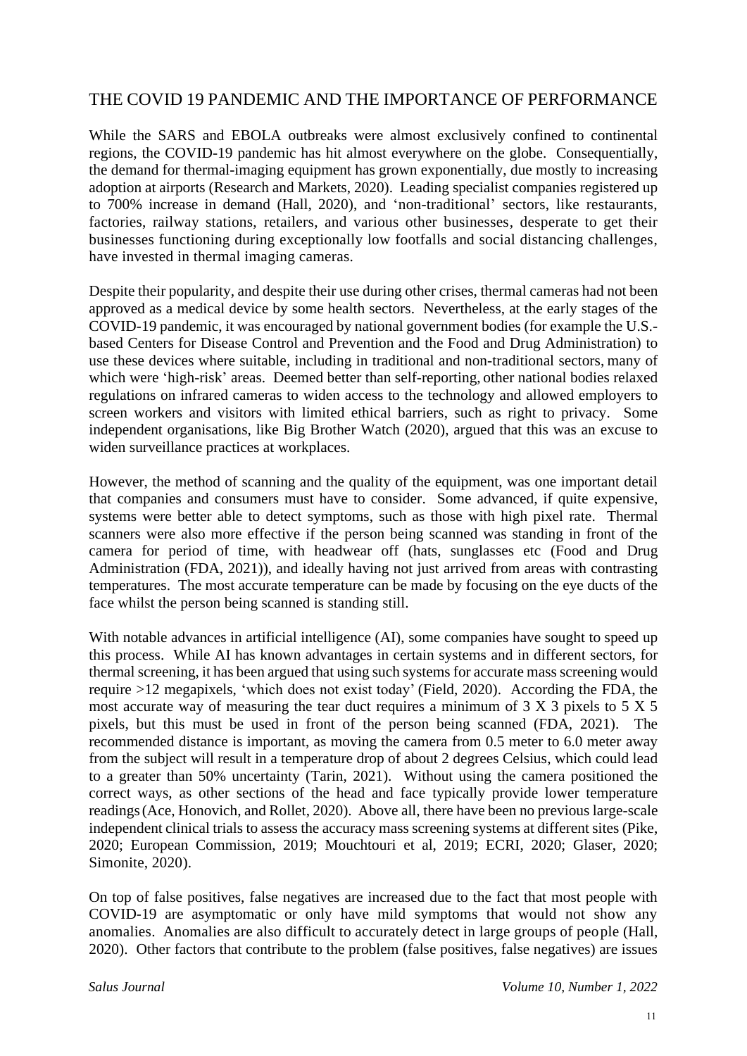## THE COVID 19 PANDEMIC AND THE IMPORTANCE OF PERFORMANCE

While the SARS and EBOLA outbreaks were almost exclusively confined to continental regions, the COVID-19 pandemic has hit almost everywhere on the globe. Consequentially, the demand for thermal-imaging equipment has grown exponentially, due mostly to increasing adoption at airports (Research and Markets, 2020). Leading specialist companies registered up to 700% increase in demand (Hall, 2020), and 'non-traditional' sectors, like restaurants, factories, railway stations, retailers, and various other businesses, desperate to get their businesses functioning during exceptionally low footfalls and social distancing challenges, have invested in thermal imaging cameras.

Despite their popularity, and despite their use during other crises, thermal cameras had not been approved as a medical device by some health sectors. Nevertheless, at the early stages of the COVID-19 pandemic, it was encouraged by national government bodies (for example the U.S.-based Centers for Disease Control and Prevention and the Food and Drug Administration) to use these devices where suitable, including in traditional and non-traditional sectors, many of which were 'high-risk' areas. Deemed better than self-reporting, other national bodies relaxed regulations on infrared cameras to widen access to the technology and allowed employers to screen workers and visitors with limited ethical barriers, such as right to privacy. Some independent organisations, like Big Brother Watch (2020), argued that this was an excuse to widen surveillance practices at workplaces.

However, the method of scanning and the quality of the equipment, was one important detail that companies and consumers must have to consider. Some advanced, if quite expensive, systems were better able to detect symptoms, such as those with high pixel rate. Thermal scanners were also more effective if the person being scanned was standing in front of the camera for period of time, with headwear off (hats, sunglasses etc (Food and Drug Administration (FDA, 2021)), and ideally having not just arrived from areas with contrasting temperatures. The most accurate temperature can be made by focusing on the eye ducts of the face whilst the person being scanned is standing still.

With notable advances in artificial intelligence (AI), some companies have sought to speed up this process. While AI has known advantages in certain systems and in different sectors, for thermal screening, it has been argued that using such systems for accurate mass screening would require >12 megapixels, 'which does not exist today' (Field, 2020). According the FDA, the most accurate way of measuring the tear duct requires a minimum of 3 X 3 pixels to 5 X 5 pixels, but this must be used in front of the person being scanned (FDA, 2021). The recommended distance is important, as moving the camera from 0.5 meter to 6.0 meter away from the subject will result in a temperature drop of about 2 degrees Celsius, which could lead to a greater than 50% uncertainty (Tarin, 2021). Without using the camera positioned the correct ways, as other sections of the head and face typically provide lower temperature readings (Ace, Honovich, and Rollet, 2020). Above all, there have been no previous large-scale independent clinical trials to assess the accuracy mass screening systems at different sites (Pike, 2020; European Commission, 2019; Mouchtouri et al, 2019; ECRI, 2020; Glaser, 2020; Simonite, 2020).

On top of false positives, false negatives are increased due to the fact that most people with COVID-19 are asymptomatic or only have mild symptoms that would not show any anomalies. Anomalies are also difficult to accurately detect in large groups of people (Hall, 2020). Other factors that contribute to the problem (false positives, false negatives) are issues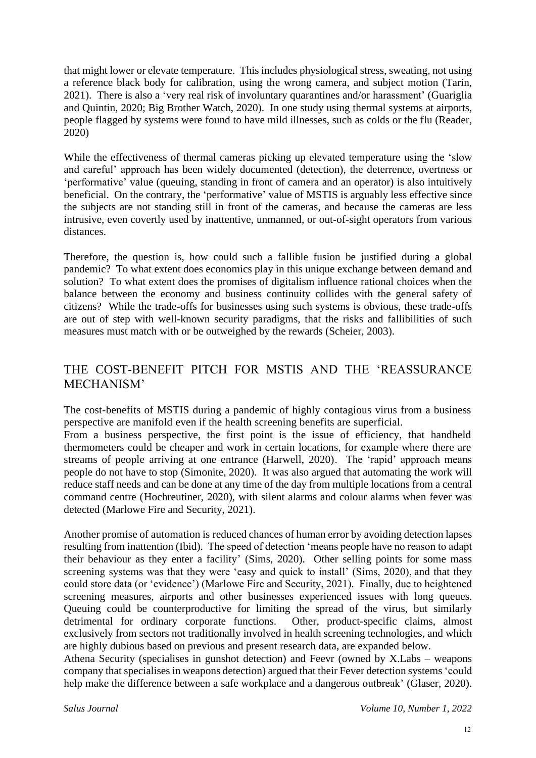that might lower or elevate temperature. This includes physiological stress, sweating, not using a reference black body for calibration, using the wrong camera, and subject motion (Tarin, 2021). There is also a 'very real risk of involuntary quarantines and/or harassment' (Guariglia and Quintin, 2020; Big Brother Watch, 2020). In one study using thermal systems at airports, people flagged by systems were found to have mild illnesses, such as colds or the flu (Reader, 2020)

While the effectiveness of thermal cameras picking up elevated temperature using the 'slow and careful' approach has been widely documented (detection), the deterrence, overtness or 'performative' value (queuing, standing in front of camera and an operator) is also intuitively beneficial. On the contrary, the 'performative' value of MSTIS is arguably less effective since the subjects are not standing still in front of the cameras, and because the cameras are less intrusive, even covertly used by inattentive, unmanned, or out-of-sight operators from various distances.

Therefore, the question is, how could such a fallible fusion be justified during a global pandemic? To what extent does economics play in this unique exchange between demand and solution? To what extent does the promises of digitalism influence rational choices when the balance between the economy and business continuity collides with the general safety of citizens? While the trade-offs for businesses using such systems is obvious, these trade-offs are out of step with well-known security paradigms, that the risks and fallibilities of such measures must match with or be outweighed by the rewards (Scheier, 2003).

## THE COST-BENEFIT PITCH FOR MSTIS AND THE 'REASSURANCE MECHANISM'

The cost-benefits of MSTIS during a pandemic of highly contagious virus from a business perspective are manifold even if the health screening benefits are superficial.

From a business perspective, the first point is the issue of efficiency, that handheld thermometers could be cheaper and work in certain locations, for example where there are streams of people arriving at one entrance (Harwell, 2020). The 'rapid' approach means people do not have to stop (Simonite, 2020). It was also argued that automating the work will reduce staff needs and can be done at any time of the day from multiple locations from a central command centre (Hochreutiner, 2020), with silent alarms and colour alarms when fever was detected (Marlowe Fire and Security, 2021).

Another promise of automation is reduced chances of human error by avoiding detection lapses resulting from inattention (Ibid). The speed of detection 'means people have no reason to adapt their behaviour as they enter a facility' (Sims, 2020). Other selling points for some mass screening systems was that they were 'easy and quick to install' (Sims, 2020), and that they could store data (or 'evidence') (Marlowe Fire and Security, 2021). Finally, due to heightened screening measures, airports and other businesses experienced issues with long queues. Queuing could be counterproductive for limiting the spread of the virus, but similarly detrimental for ordinary corporate functions. Other, product-specific claims, almost exclusively from sectors not traditionally involved in health screening technologies, and which are highly dubious based on previous and present research data, are expanded below.

Athena Security (specialises in gunshot detection) and Feevr (owned by X.Labs – weapons company that specialises in weapons detection) argued that their Fever detection systems 'could help make the difference between a safe workplace and a dangerous outbreak' (Glaser, 2020).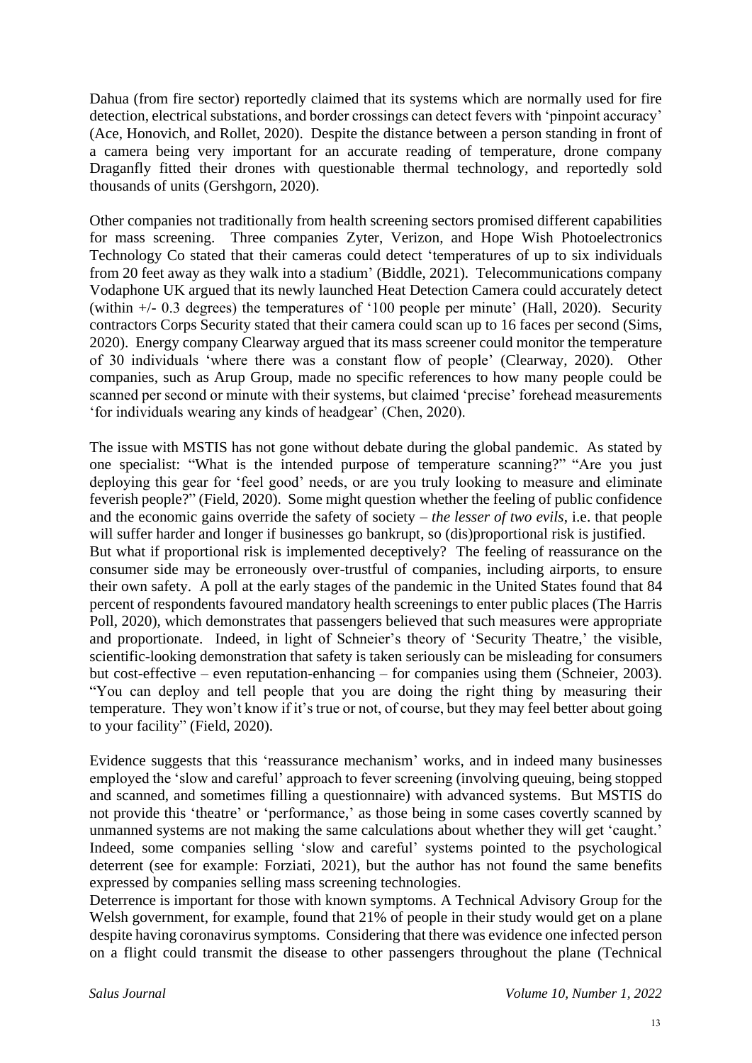Dahua (from fire sector) reportedly claimed that its systems which are normally used for fire detection, electrical substations, and border crossings can detect fevers with 'pinpoint accuracy' (Ace, Honovich, and Rollet, 2020). Despite the distance between a person standing in front of a camera being very important for an accurate reading of temperature, drone company Draganfly fitted their drones with questionable thermal technology, and reportedly sold thousands of units (Gershgorn, 2020).

Other companies not traditionally from health screening sectors promised different capabilities for mass screening. Three companies Zyter, Verizon, and Hope Wish Photoelectronics Technology Co stated that their cameras could detect 'temperatures of up to six individuals from 20 feet away as they walk into a stadium' (Biddle, 2021). Telecommunications company Vodaphone UK argued that its newly launched Heat Detection Camera could accurately detect (within +/- 0.3 degrees) the temperatures of '100 people per minute' (Hall, 2020). Security contractors Corps Security stated that their camera could scan up to 16 faces per second (Sims, 2020). Energy company Clearway argued that its mass screener could monitor the temperature of 30 individuals 'where there was a constant flow of people' (Clearway, 2020). Other companies, such as Arup Group, made no specific references to how many people could be scanned per second or minute with their systems, but claimed 'precise' forehead measurements 'for individuals wearing any kinds of headgear' (Chen, 2020).

The issue with MSTIS has not gone without debate during the global pandemic. As stated by one specialist: "What is the intended purpose of temperature scanning?" "Are you just deploying this gear for 'feel good' needs, or are you truly looking to measure and eliminate feverish people?" (Field, 2020). Some might question whether the feeling of public confidence and the economic gains override the safety of society – *the lesser of two evils,* i.e. that people will suffer harder and longer if businesses go bankrupt, so (dis)proportional risk is justified.

But what if proportional risk is implemented deceptively? The feeling of reassurance on the consumer side may be erroneously over-trustful of companies, including airports, to ensure their own safety. A poll at the early stages of the pandemic in the United States found that 84 percent of respondents favoured mandatory health screenings to enter public places (The Harris Poll, 2020), which demonstrates that passengers believed that such measures were appropriate and proportionate. Indeed, in light of Schneier's theory of 'Security Theatre,' the visible, scientific-looking demonstration that safety is taken seriously can be misleading for consumers but cost-effective – even reputation-enhancing – for companies using them (Schneier, 2003). "You can deploy and tell people that you are doing the right thing by measuring their temperature. They won't know if it's true or not, of course, but they may feel better about going to your facility" (Field, 2020).

Evidence suggests that this 'reassurance mechanism' works, and in indeed many businesses employed the 'slow and careful' approach to fever screening (involving queuing, being stopped and scanned, and sometimes filling a questionnaire) with advanced systems. But MSTIS do not provide this 'theatre' or 'performance,' as those being in some cases covertly scanned by unmanned systems are not making the same calculations about whether they will get 'caught.' Indeed, some companies selling 'slow and careful' systems pointed to the psychological deterrent (see for example: Forziati, 2021), but the author has not found the same benefits expressed by companies selling mass screening technologies.

Deterrence is important for those with known symptoms. A Technical Advisory Group for the Welsh government, for example, found that 21% of people in their study would get on a plane despite having coronavirus symptoms. Considering that there was evidence one infected person on a flight could transmit the disease to other passengers throughout the plane (Technical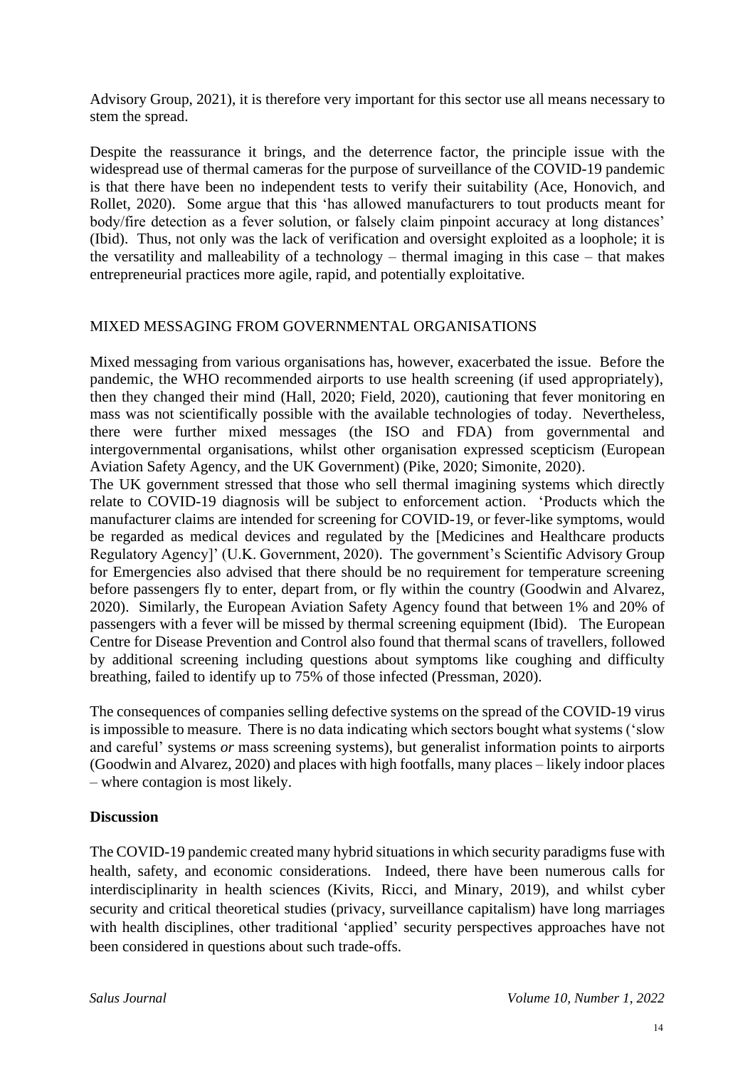Advisory Group, 2021), it is therefore very important for this sector use all means necessary to stem the spread.

Despite the reassurance it brings, and the deterrence factor, the principle issue with the widespread use of thermal cameras for the purpose of surveillance of the COVID-19 pandemic is that there have been no independent tests to verify their suitability (Ace, Honovich, and Rollet, 2020). Some argue that this 'has allowed manufacturers to tout products meant for body/fire detection as a fever solution, or falsely claim pinpoint accuracy at long distances' (Ibid). Thus, not only was the lack of verification and oversight exploited as a loophole; it is the versatility and malleability of a technology – thermal imaging in this case – that makes entrepreneurial practices more agile, rapid, and potentially exploitative.

## MIXED MESSAGING FROM GOVERNMENTAL ORGANISATIONS

Mixed messaging from various organisations has, however, exacerbated the issue. Before the pandemic, the WHO recommended airports to use health screening (if used appropriately), then they changed their mind (Hall, 2020; Field, 2020), cautioning that fever monitoring en mass was not scientifically possible with the available technologies of today. Nevertheless, there were further mixed messages (the ISO and FDA) from governmental and intergovernmental organisations, whilst other organisation expressed scepticism (European Aviation Safety Agency, and the UK Government) (Pike, 2020; Simonite, 2020).

The UK government stressed that those who sell thermal imagining systems which directly relate to COVID-19 diagnosis will be subject to enforcement action. 'Products which the manufacturer claims are intended for screening for COVID-19, or fever-like symptoms, would be regarded as medical devices and regulated by the [Medicines and Healthcare products Regulatory Agency]' (U.K. Government, 2020). The government's Scientific Advisory Group for Emergencies also advised that there should be no requirement for temperature screening before passengers fly to enter, depart from, or fly within the country (Goodwin and Alvarez, 2020). Similarly, the European Aviation Safety Agency found that between 1% and 20% of passengers with a fever will be missed by thermal screening equipment (Ibid). The European Centre for Disease Prevention and Control also found that thermal scans of travellers, followed by additional screening including questions about symptoms like coughing and difficulty breathing, failed to identify up to 75% of those infected (Pressman, 2020).

The consequences of companies selling defective systems on the spread of the COVID-19 virus is impossible to measure. There is no data indicating which sectors bought what systems ('slow and careful' systems *or* mass screening systems), but generalist information points to airports (Goodwin and Alvarez, 2020) and places with high footfalls, many places – likely indoor places – where contagion is most likely.

**Discussion**

The COVID-19 pandemic created many hybrid situations in which security paradigms fuse with health, safety, and economic considerations. Indeed, there have been numerous calls for interdisciplinarity in health sciences (Kivits, Ricci, and Minary, 2019), and whilst cyber security and critical theoretical studies (privacy, surveillance capitalism) have long marriages with health disciplines, other traditional 'applied' security perspectives approaches have not been considered in questions about such trade-offs.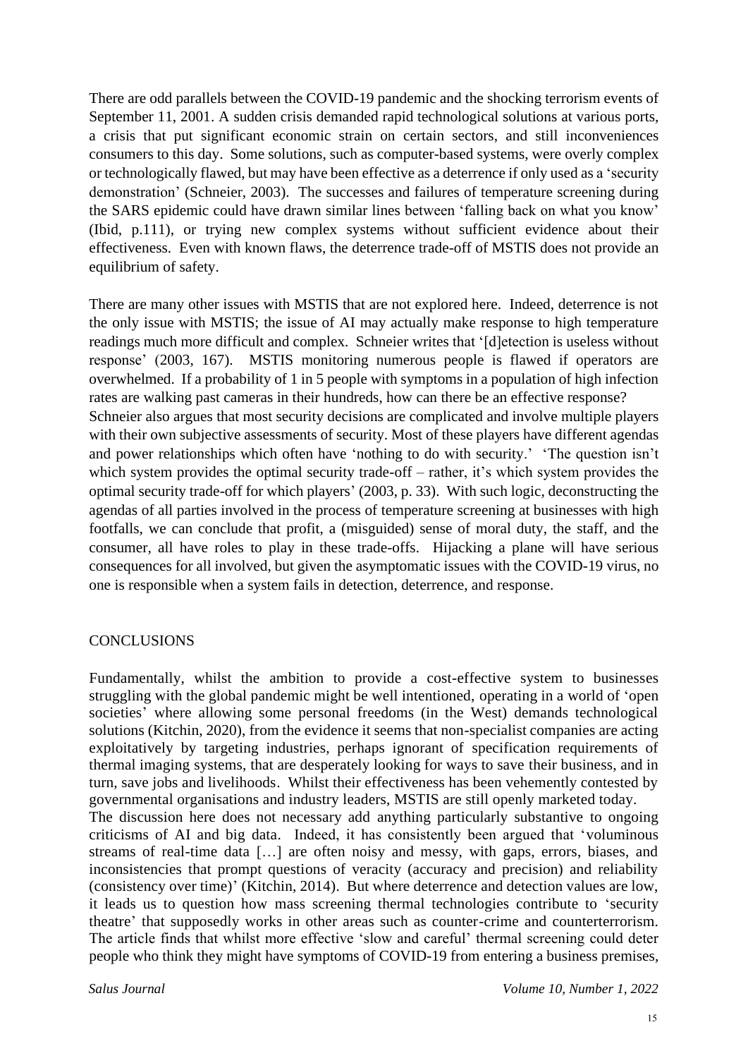There are odd parallels between the COVID-19 pandemic and the shocking terrorism events of September 11, 2001. A sudden crisis demanded rapid technological solutions at various ports, a crisis that put significant economic strain on certain sectors, and still inconveniences consumers to this day. Some solutions, such as computer-based systems, were overly complex or technologically flawed, but may have been effective as a deterrence if only used as a 'security demonstration' (Schneier, 2003). The successes and failures of temperature screening during the SARS epidemic could have drawn similar lines between 'falling back on what you know' (Ibid, p.111), or trying new complex systems without sufficient evidence about their effectiveness. Even with known flaws, the deterrence trade-off of MSTIS does not provide an equilibrium of safety.

There are many other issues with MSTIS that are not explored here. Indeed, deterrence is not the only issue with MSTIS; the issue of AI may actually make response to high temperature readings much more difficult and complex. Schneier writes that '[d]etection is useless without response' (2003, 167). MSTIS monitoring numerous people is flawed if operators are overwhelmed. If a probability of 1 in 5 people with symptoms in a population of high infection rates are walking past cameras in their hundreds, how can there be an effective response?
Schneier also argues that most security decisions are complicated and involve multiple players with their own subjective assessments of security. Most of these players have different agendas and power relationships which often have 'nothing to do with security.' 'The question isn't which system provides the optimal security trade-off – rather, it's which system provides the optimal security trade-off for which players' (2003, p. 33). With such logic, deconstructing the agendas of all parties involved in the process of temperature screening at businesses with high footfalls, we can conclude that profit, a (misguided) sense of moral duty, the staff, and the consumer, all have roles to play in these trade-offs. Hijacking a plane will have serious consequences for all involved, but given the asymptomatic issues with the COVID-19 virus, no one is responsible when a system fails in detection, deterrence, and response.

## CONCLUSIONS

Fundamentally, whilst the ambition to provide a cost-effective system to businesses struggling with the global pandemic might be well intentioned, operating in a world of 'open societies' where allowing some personal freedoms (in the West) demands technological solutions (Kitchin, 2020), from the evidence it seems that non-specialist companies are acting exploitatively by targeting industries, perhaps ignorant of specification requirements of thermal imaging systems, that are desperately looking for ways to save their business, and in turn, save jobs and livelihoods. Whilst their effectiveness has been vehemently contested by governmental organisations and industry leaders, MSTIS are still openly marketed today.
The discussion here does not necessary add anything particularly substantive to ongoing criticisms of AI and big data. Indeed, it has consistently been argued that 'voluminous streams of real-time data […] are often noisy and messy, with gaps, errors, biases, and inconsistencies that prompt questions of veracity (accuracy and precision) and reliability (consistency over time)' (Kitchin, 2014). But where deterrence and detection values are low, it leads us to question how mass screening thermal technologies contribute to 'security theatre' that supposedly works in other areas such as counter-crime and counterterrorism. The article finds that whilst more effective 'slow and careful' thermal screening could deter people who think they might have symptoms of COVID-19 from entering a business premises,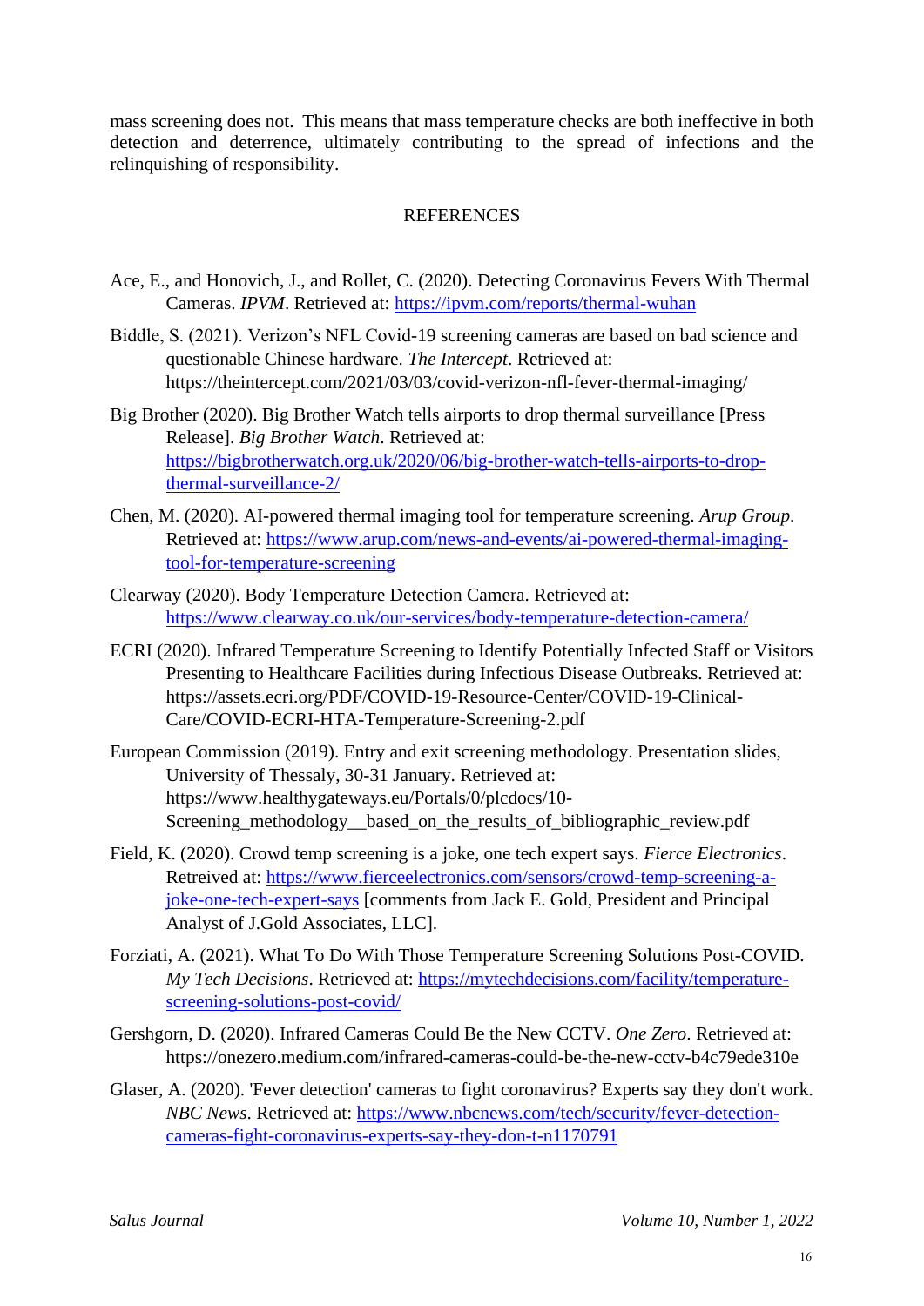mass screening does not. This means that mass temperature checks are both ineffective in both detection and deterrence, ultimately contributing to the spread of infections and the relinquishing of responsibility.

## REFERENCES

Ace, E., and Honovich, J., and Rollet, C. (2020). Detecting Coronavirus Fevers With Thermal Cameras. *IPVM*. Retrieved at: https://ipvm.com/reports/thermal-wuhan

Biddle, S. (2021). Verizon's NFL Covid-19 screening cameras are based on bad science and questionable Chinese hardware. *The Intercept*. Retrieved at: https://theintercept.com/2021/03/03/covid-verizon-nfl-fever-thermal-imaging/

Big Brother (2020). Big Brother Watch tells airports to drop thermal surveillance [Press Release]. *Big Brother Watch*. Retrieved at: https://bigbrotherwatch.org.uk/2020/06/big-brother-watch-tells-airports-to-drop-thermal-surveillance-2/

Chen, M. (2020). AI-powered thermal imaging tool for temperature screening. *Arup Group*. Retrieved at: https://www.arup.com/news-and-events/ai-powered-thermal-imaging-tool-for-temperature-screening

Clearway (2020). Body Temperature Detection Camera. Retrieved at: https://www.clearway.co.uk/our-services/body-temperature-detection-camera/

ECRI (2020). Infrared Temperature Screening to Identify Potentially Infected Staff or Visitors Presenting to Healthcare Facilities during Infectious Disease Outbreaks. Retrieved at: https://assets.ecri.org/PDF/COVID-19-Resource-Center/COVID-19-Clinical-Care/COVID-ECRI-HTA-Temperature-Screening-2.pdf

European Commission (2019). Entry and exit screening methodology. Presentation slides, University of Thessaly, 30-31 January. Retrieved at: https://www.healthygateways.eu/Portals/0/plcdocs/10-Screening_methodology__based_on_the_results_of_bibliographic_review.pdf

Field, K. (2020). Crowd temp screening is a joke, one tech expert says. *Fierce Electronics*. Retrieved at: https://www.fierceelectronics.com/sensors/crowd-temp-screening-a-joke-one-tech-expert-says [comments from Jack E. Gold, President and Principal Analyst of J.Gold Associates, LLC].

Forziati, A. (2021). What To Do With Those Temperature Screening Solutions Post-COVID. *My Tech Decisions*. Retrieved at: https://mytechdecisions.com/facility/temperature-screening-solutions-post-covid/

Gershgorn, D. (2020). Infrared Cameras Could Be the New CCTV. *One Zero*. Retrieved at: https://onezero.medium.com/infrared-cameras-could-be-the-new-cctv-b4c79ede310e

Glaser, A. (2020). 'Fever detection' cameras to fight coronavirus? Experts say they don't work. *NBC News*. Retrieved at: https://www.nbcnews.com/tech/security/fever-detection-cameras-fight-coronavirus-experts-say-they-don-t-n1170791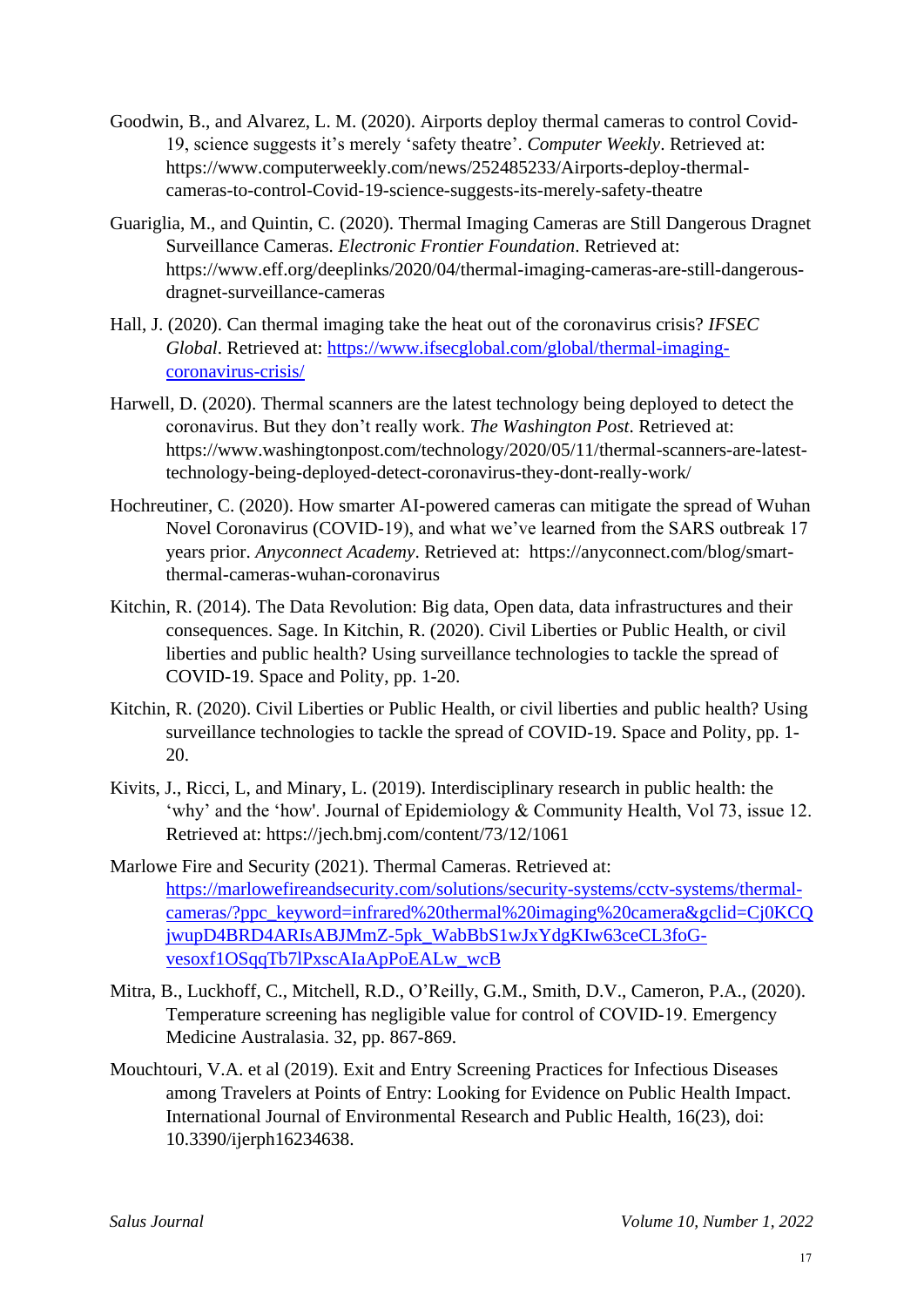Goodwin, B., and Alvarez, L. M. (2020). Airports deploy thermal cameras to control Covid-19, science suggests it's merely 'safety theatre'. *Computer Weekly*. Retrieved at: https://www.computerweekly.com/news/252485233/Airports-deploy-thermal-cameras-to-control-Covid-19-science-suggests-its-merely-safety-theatre

Guariglia, M., and Quintin, C. (2020). Thermal Imaging Cameras are Still Dangerous Dragnet Surveillance Cameras. *Electronic Frontier Foundation*. Retrieved at: https://www.eff.org/deeplinks/2020/04/thermal-imaging-cameras-are-still-dangerous-dragnet-surveillance-cameras

Hall, J. (2020). Can thermal imaging take the heat out of the coronavirus crisis? *IFSEC Global*. Retrieved at: [https://www.ifsecglobal.com/global/thermal-imaging-coronavirus-crisis/](https://www.ifsecglobal.com/global/thermal-imaging-coronavirus-crisis/)

Harwell, D. (2020). Thermal scanners are the latest technology being deployed to detect the coronavirus. But they don't really work. *The Washington Post*. Retrieved at: https://www.washingtonpost.com/technology/2020/05/11/thermal-scanners-are-latest-technology-being-deployed-detect-coronavirus-they-dont-really-work/

Hochreutiner, C. (2020). How smarter AI-powered cameras can mitigate the spread of Wuhan Novel Coronavirus (COVID-19), and what we've learned from the SARS outbreak 17 years prior. *Anyconnect Academy*. Retrieved at: https://anyconnect.com/blog/smart-thermal-cameras-wuhan-coronavirus

Kitchin, R. (2014). The Data Revolution: Big data, Open data, data infrastructures and their consequences. Sage. In Kitchin, R. (2020). Civil Liberties or Public Health, or civil liberties and public health? Using surveillance technologies to tackle the spread of COVID-19. Space and Polity, pp. 1-20.

Kitchin, R. (2020). Civil Liberties or Public Health, or civil liberties and public health? Using surveillance technologies to tackle the spread of COVID-19. Space and Polity, pp. 1-20.

Kivits, J., Ricci, L, and Minary, L. (2019). Interdisciplinary research in public health: the 'why' and the 'how'. Journal of Epidemiology & Community Health, Vol 73, issue 12. Retrieved at: https://jech.bmj.com/content/73/12/1061

Marlowe Fire and Security (2021). Thermal Cameras. Retrieved at: [https://marlowefireandsecurity.com/solutions/security-systems/cctv-systems/thermal-cameras/?ppc_keyword=infrared%20thermal%20imaging%20camera&gclid=Cj0KCQjwupD4BRD4ARIsABJMmZ-5pk_WabBbS1wJxYdgKIw63ceCL3foG-vesoxf1OSqqTb7lPxscAIaApPoEALw_wcB](https://marlowefireandsecurity.com/solutions/security-systems/cctv-systems/thermal-cameras/?ppc_keyword=infrared%20thermal%20imaging%20camera&gclid=Cj0KCQjwupD4BRD4ARIsABJMmZ-5pk_WabBbS1wJxYdgKIw63ceCL3foG-vesoxf1OSqqTb7lPxscAIaApPoEALw_wcB)

Mitra, B., Luckhoff, C., Mitchell, R.D., O'Reilly, G.M., Smith, D.V., Cameron, P.A., (2020). Temperature screening has negligible value for control of COVID-19. Emergency Medicine Australasia. 32, pp. 867-869.

Mouchtouri, V.A. et al (2019). Exit and Entry Screening Practices for Infectious Diseases among Travelers at Points of Entry: Looking for Evidence on Public Health Impact. International Journal of Environmental Research and Public Health, 16(23), doi: 10.3390/ijerph16234638.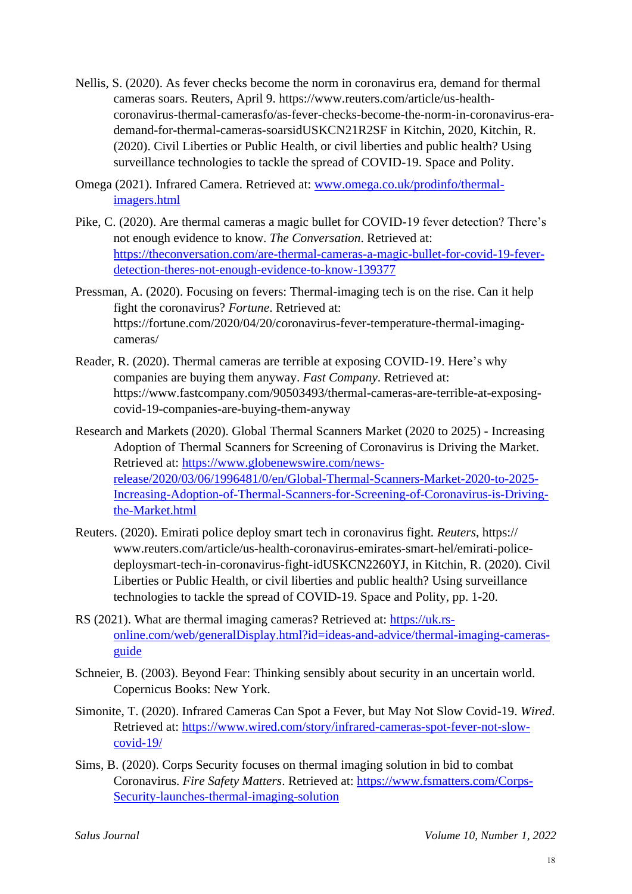Nellis, S. (2020). As fever checks become the norm in coronavirus era, demand for thermal cameras soars. Reuters, April 9. https://www.reuters.com/article/us-health-coronavirus-thermal-camerasfo/as-fever-checks-become-the-norm-in-coronavirus-era-demand-for-thermal-cameras-soarsidUSKCN21R2SF in Kitchin, 2020, Kitchin, R. (2020). Civil Liberties or Public Health, or civil liberties and public health? Using surveillance technologies to tackle the spread of COVID-19. Space and Polity.

Omega (2021). Infrared Camera. Retrieved at: www.omega.co.uk/prodinfo/thermal-imagers.html

Pike, C. (2020). Are thermal cameras a magic bullet for COVID-19 fever detection? There's not enough evidence to know. *The Conversation*. Retrieved at: https://theconversation.com/are-thermal-cameras-a-magic-bullet-for-covid-19-fever-detection-theres-not-enough-evidence-to-know-139377

Pressman, A. (2020). Focusing on fevers: Thermal-imaging tech is on the rise. Can it help fight the coronavirus? *Fortune*. Retrieved at: https://fortune.com/2020/04/20/coronavirus-fever-temperature-thermal-imaging-cameras/

Reader, R. (2020). Thermal cameras are terrible at exposing COVID-19. Here's why companies are buying them anyway. *Fast Company*. Retrieved at: https://www.fastcompany.com/90503493/thermal-cameras-are-terrible-at-exposing-covid-19-companies-are-buying-them-anyway

Research and Markets (2020). Global Thermal Scanners Market (2020 to 2025) - Increasing Adoption of Thermal Scanners for Screening of Coronavirus is Driving the Market. Retrieved at: https://www.globenewswire.com/news-release/2020/03/06/1996481/0/en/Global-Thermal-Scanners-Market-2020-to-2025-Increasing-Adoption-of-Thermal-Scanners-for-Screening-of-Coronavirus-is-Driving-the-Market.html

Reuters. (2020). Emirati police deploy smart tech in coronavirus fight. *Reuters*, https:// www.reuters.com/article/us-health-coronavirus-emirates-smart-hel/emirati-police-deploysmart-tech-in-coronavirus-fight-idUSKCN2260YJ, in Kitchin, R. (2020). Civil Liberties or Public Health, or civil liberties and public health? Using surveillance technologies to tackle the spread of COVID-19. Space and Polity, pp. 1-20.

RS (2021). What are thermal imaging cameras? Retrieved at: https://uk.rs-online.com/web/generalDisplay.html?id=ideas-and-advice/thermal-imaging-cameras-guide

Schneier, B. (2003). Beyond Fear: Thinking sensibly about security in an uncertain world. Copernicus Books: New York.

Simonite, T. (2020). Infrared Cameras Can Spot a Fever, but May Not Slow Covid-19. *Wired*. Retrieved at: https://www.wired.com/story/infrared-cameras-spot-fever-not-slow-covid-19/

Sims, B. (2020). Corps Security focuses on thermal imaging solution in bid to combat Coronavirus. *Fire Safety Matters*. Retrieved at: https://www.fsmatters.com/Corps-Security-launches-thermal-imaging-solution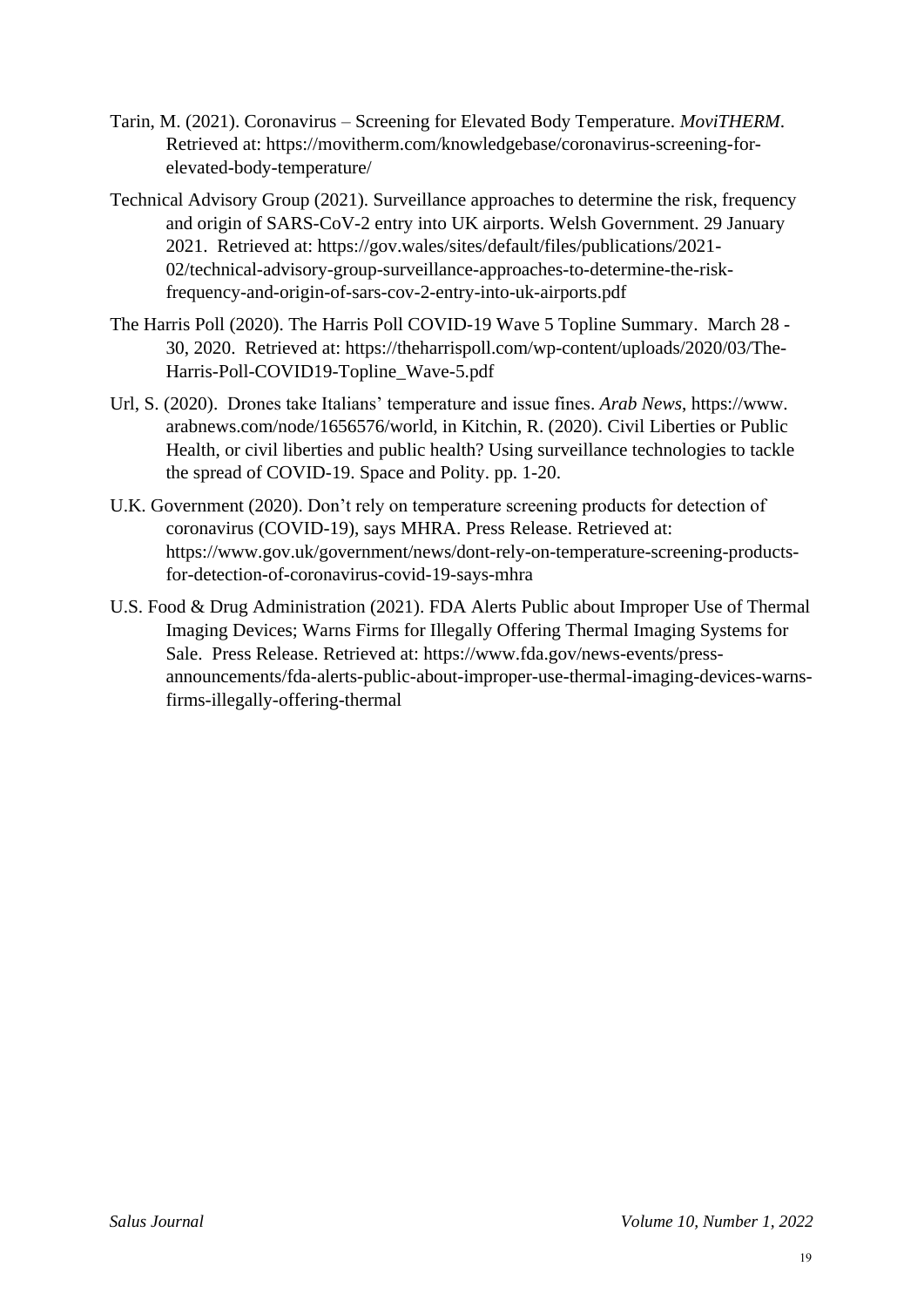Tarin, M. (2021). Coronavirus – Screening for Elevated Body Temperature. *MoviTHERM*. Retrieved at: https://movitherm.com/knowledgebase/coronavirus-screening-for-elevated-body-temperature/

Technical Advisory Group (2021). Surveillance approaches to determine the risk, frequency and origin of SARS-CoV-2 entry into UK airports. Welsh Government. 29 January 2021. Retrieved at: https://gov.wales/sites/default/files/publications/2021-02/technical-advisory-group-surveillance-approaches-to-determine-the-risk-frequency-and-origin-of-sars-cov-2-entry-into-uk-airports.pdf

The Harris Poll (2020). The Harris Poll COVID-19 Wave 5 Topline Summary. March 28 - 30, 2020. Retrieved at: https://theharrispoll.com/wp-content/uploads/2020/03/The-Harris-Poll-COVID19-Topline_Wave-5.pdf

Url, S. (2020). Drones take Italians' temperature and issue fines. *Arab News*, https://www.arabnews.com/node/1656576/world, in Kitchin, R. (2020). Civil Liberties or Public Health, or civil liberties and public health? Using surveillance technologies to tackle the spread of COVID-19. Space and Polity. pp. 1-20.

U.K. Government (2020). Don't rely on temperature screening products for detection of coronavirus (COVID-19), says MHRA. Press Release. Retrieved at: https://www.gov.uk/government/news/dont-rely-on-temperature-screening-products-for-detection-of-coronavirus-covid-19-says-mhra

U.S. Food & Drug Administration (2021). FDA Alerts Public about Improper Use of Thermal Imaging Devices; Warns Firms for Illegally Offering Thermal Imaging Systems for Sale. Press Release. Retrieved at: https://www.fda.gov/news-events/press-announcements/fda-alerts-public-about-improper-use-thermal-imaging-devices-warns-firms-illegally-offering-thermal